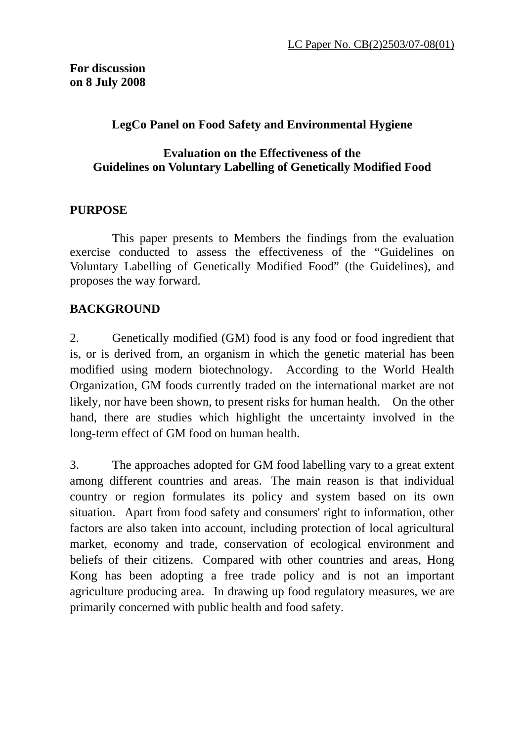LC Paper No. CB(2)2503/07-08(01)

**For discussion**
**on 8 July 2008**

**LegCo Panel on Food Safety and Environmental Hygiene**

**Evaluation on the Effectiveness of the**
**Guidelines on Voluntary Labelling of Genetically Modified Food**

## PURPOSE

This paper presents to Members the findings from the evaluation exercise conducted to assess the effectiveness of the "Guidelines on Voluntary Labelling of Genetically Modified Food" (the Guidelines), and proposes the way forward.

## BACKGROUND

2. Genetically modified (GM) food is any food or food ingredient that is, or is derived from, an organism in which the genetic material has been modified using modern biotechnology. According to the World Health Organization, GM foods currently traded on the international market are not likely, nor have been shown, to present risks for human health. On the other hand, there are studies which highlight the uncertainty involved in the long-term effect of GM food on human health.

3. The approaches adopted for GM food labelling vary to a great extent among different countries and areas. The main reason is that individual country or region formulates its policy and system based on its own situation. Apart from food safety and consumers' right to information, other factors are also taken into account, including protection of local agricultural market, economy and trade, conservation of ecological environment and beliefs of their citizens. Compared with other countries and areas, Hong Kong has been adopting a free trade policy and is not an important agriculture producing area. In drawing up food regulatory measures, we are primarily concerned with public health and food safety.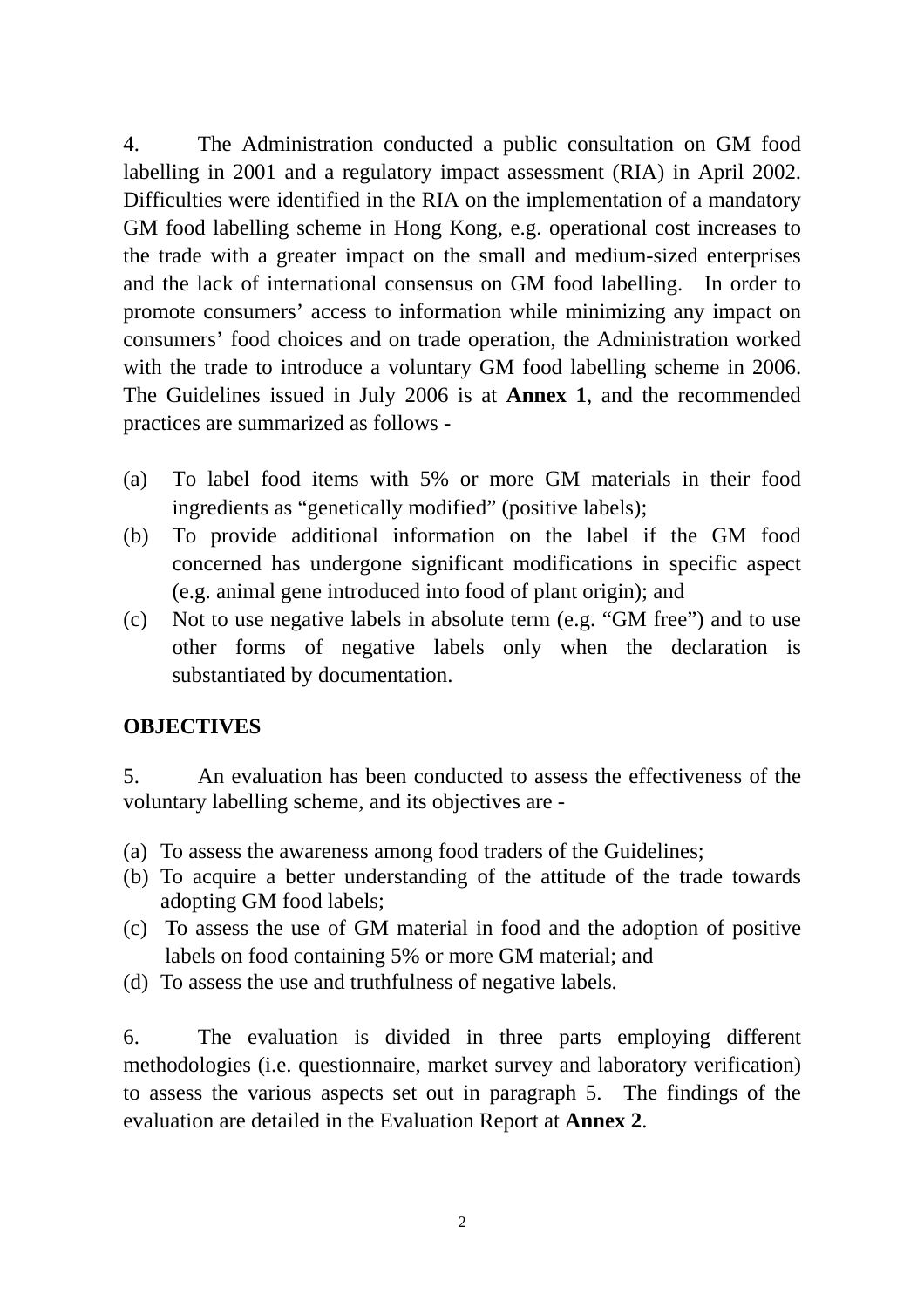4. The Administration conducted a public consultation on GM food labelling in 2001 and a regulatory impact assessment (RIA) in April 2002. Difficulties were identified in the RIA on the implementation of a mandatory GM food labelling scheme in Hong Kong, e.g. operational cost increases to the trade with a greater impact on the small and medium-sized enterprises and the lack of international consensus on GM food labelling. In order to promote consumers' access to information while minimizing any impact on consumers' food choices and on trade operation, the Administration worked with the trade to introduce a voluntary GM food labelling scheme in 2006. The Guidelines issued in July 2006 is at **Annex 1**, and the recommended practices are summarized as follows -

(a) To label food items with 5% or more GM materials in their food ingredients as "genetically modified" (positive labels);
(b) To provide additional information on the label if the GM food concerned has undergone significant modifications in specific aspect (e.g. animal gene introduced into food of plant origin); and
(c) Not to use negative labels in absolute term (e.g. "GM free") and to use other forms of negative labels only when the declaration is substantiated by documentation.

## OBJECTIVES

5. An evaluation has been conducted to assess the effectiveness of the voluntary labelling scheme, and its objectives are -

(a) To assess the awareness among food traders of the Guidelines;
(b) To acquire a better understanding of the attitude of the trade towards adopting GM food labels;
(c) To assess the use of GM material in food and the adoption of positive labels on food containing 5% or more GM material; and
(d) To assess the use and truthfulness of negative labels.

6. The evaluation is divided in three parts employing different methodologies (i.e. questionnaire, market survey and laboratory verification) to assess the various aspects set out in paragraph 5. The findings of the evaluation are detailed in the Evaluation Report at **Annex 2**.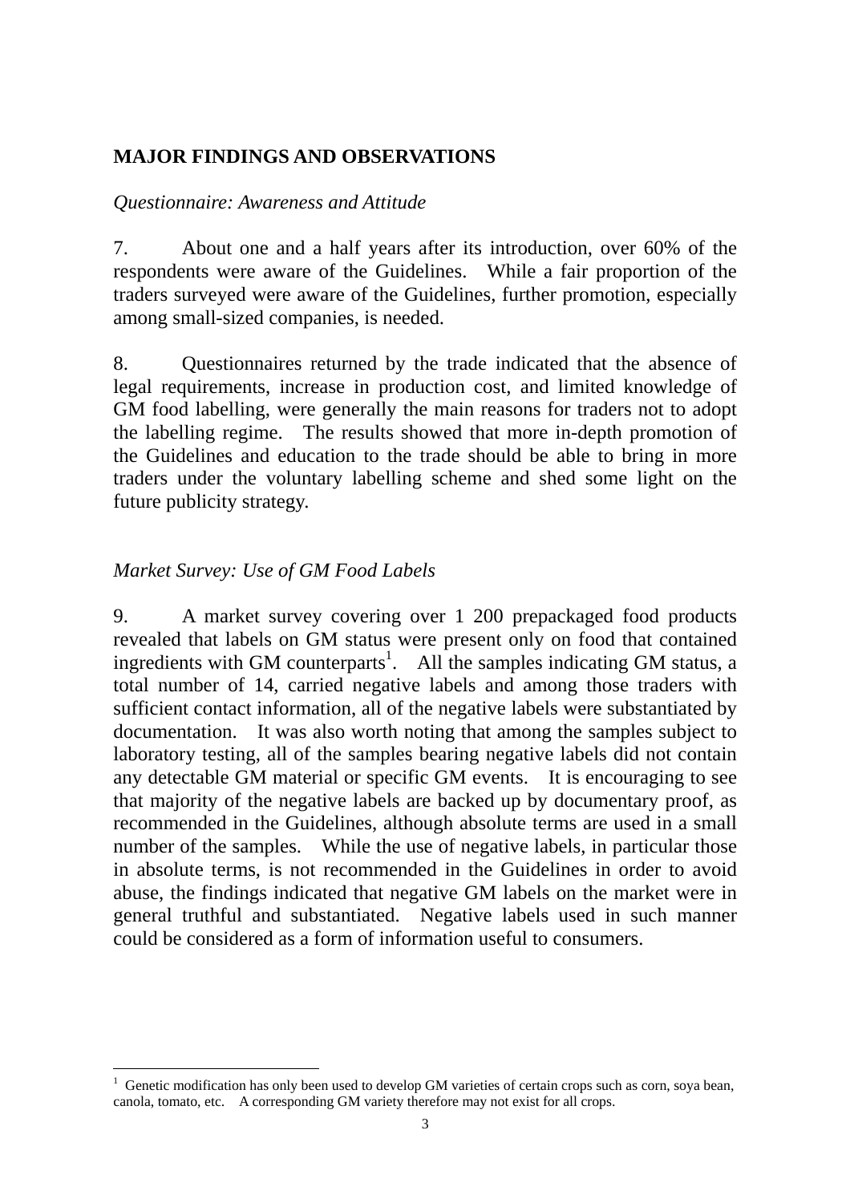## MAJOR FINDINGS AND OBSERVATIONS

*Questionnaire: Awareness and Attitude*

7. About one and a half years after its introduction, over 60% of the respondents were aware of the Guidelines. While a fair proportion of the traders surveyed were aware of the Guidelines, further promotion, especially among small-sized companies, is needed.

8. Questionnaires returned by the trade indicated that the absence of legal requirements, increase in production cost, and limited knowledge of GM food labelling, were generally the main reasons for traders not to adopt the labelling regime. The results showed that more in-depth promotion of the Guidelines and education to the trade should be able to bring in more traders under the voluntary labelling scheme and shed some light on the future publicity strategy.

*Market Survey: Use of GM Food Labels*

9. A market survey covering over 1 200 prepackaged food products revealed that labels on GM status were present only on food that contained ingredients with GM counterparts[1]. All the samples indicating GM status, a total number of 14, carried negative labels and among those traders with sufficient contact information, all of the negative labels were substantiated by documentation. It was also worth noting that among the samples subject to laboratory testing, all of the samples bearing negative labels did not contain any detectable GM material or specific GM events. It is encouraging to see that majority of the negative labels are backed up by documentary proof, as recommended in the Guidelines, although absolute terms are used in a small number of the samples. While the use of negative labels, in particular those in absolute terms, is not recommended in the Guidelines in order to avoid abuse, the findings indicated that negative GM labels on the market were in general truthful and substantiated. Negative labels used in such manner could be considered as a form of information useful to consumers.

---

[1] Genetic modification has only been used to develop GM varieties of certain crops such as corn, soya bean, canola, tomato, etc. A corresponding GM variety therefore may not exist for all crops.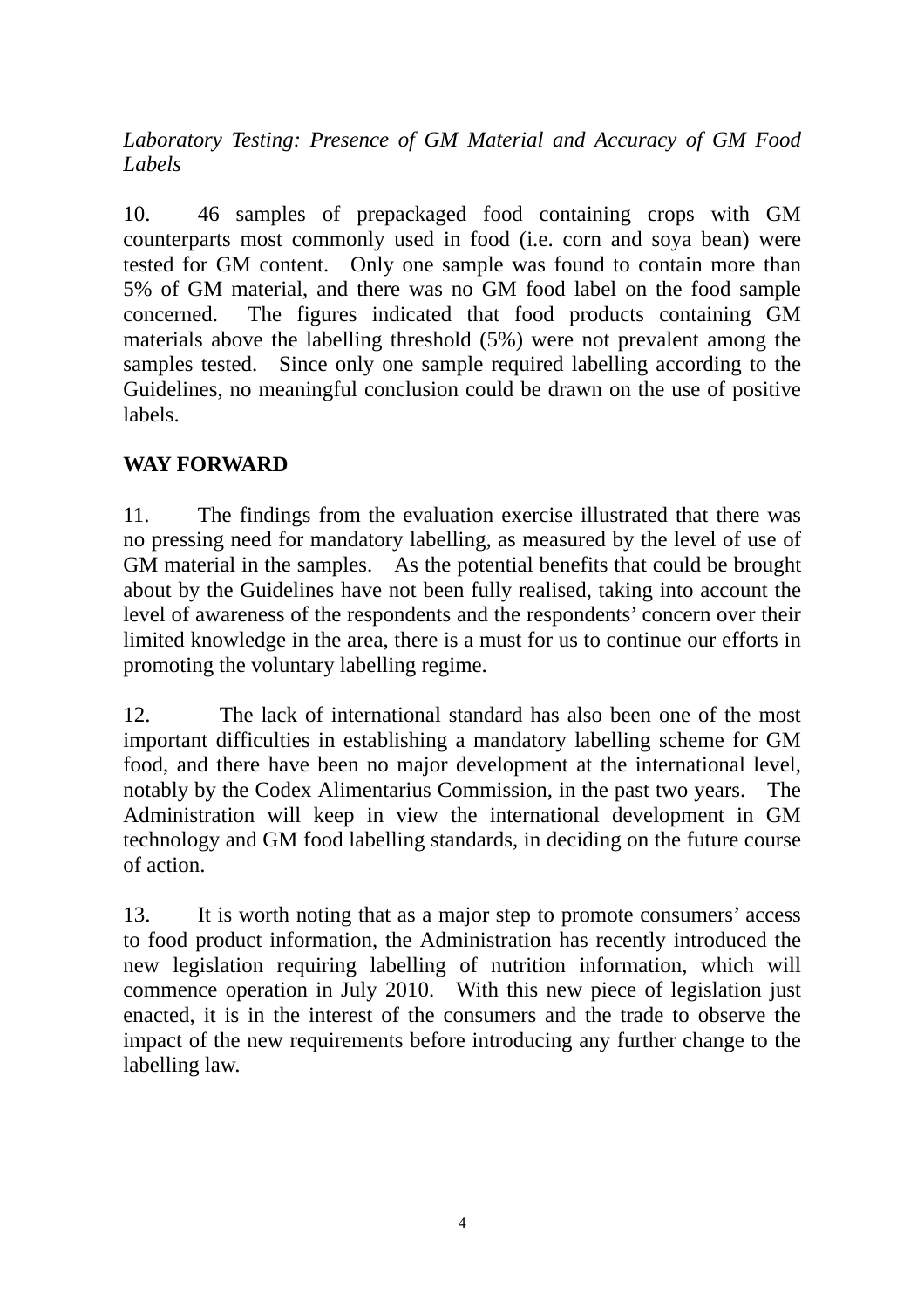*Laboratory Testing: Presence of GM Material and Accuracy of GM Food Labels*

10. 46 samples of prepackaged food containing crops with GM counterparts most commonly used in food (i.e. corn and soya bean) were tested for GM content. Only one sample was found to contain more than 5% of GM material, and there was no GM food label on the food sample concerned. The figures indicated that food products containing GM materials above the labelling threshold (5%) were not prevalent among the samples tested. Since only one sample required labelling according to the Guidelines, no meaningful conclusion could be drawn on the use of positive labels.

## WAY FORWARD

11. The findings from the evaluation exercise illustrated that there was no pressing need for mandatory labelling, as measured by the level of use of GM material in the samples. As the potential benefits that could be brought about by the Guidelines have not been fully realised, taking into account the level of awareness of the respondents and the respondents' concern over their limited knowledge in the area, there is a must for us to continue our efforts in promoting the voluntary labelling regime.

12. The lack of international standard has also been one of the most important difficulties in establishing a mandatory labelling scheme for GM food, and there have been no major development at the international level, notably by the Codex Alimentarius Commission, in the past two years. The Administration will keep in view the international development in GM technology and GM food labelling standards, in deciding on the future course of action.

13. It is worth noting that as a major step to promote consumers' access to food product information, the Administration has recently introduced the new legislation requiring labelling of nutrition information, which will commence operation in July 2010. With this new piece of legislation just enacted, it is in the interest of the consumers and the trade to observe the impact of the new requirements before introducing any further change to the labelling law.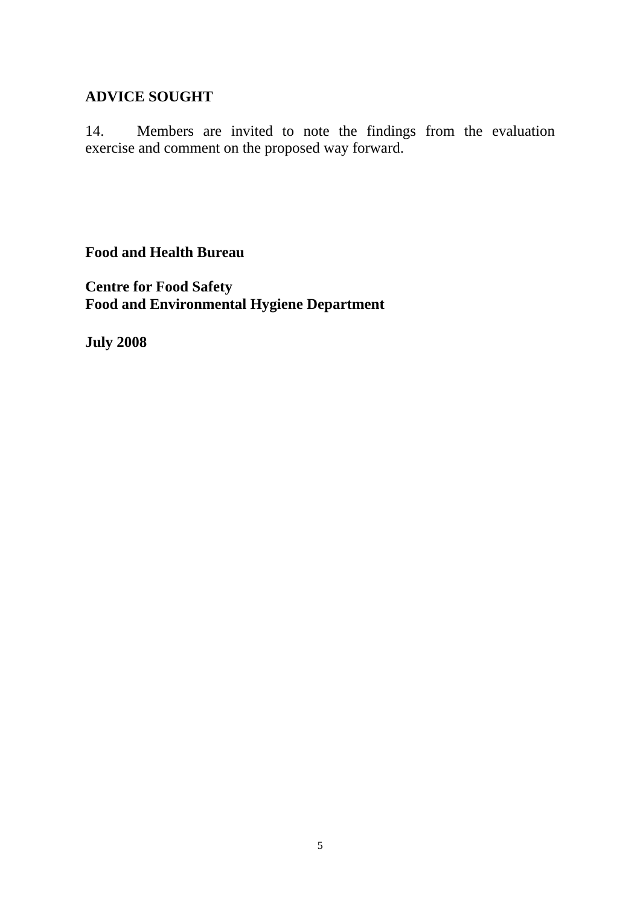## ADVICE SOUGHT

14. Members are invited to note the findings from the evaluation exercise and comment on the proposed way forward.

**Food and Health Bureau**

**Centre for Food Safety**
**Food and Environmental Hygiene Department**

**July 2008**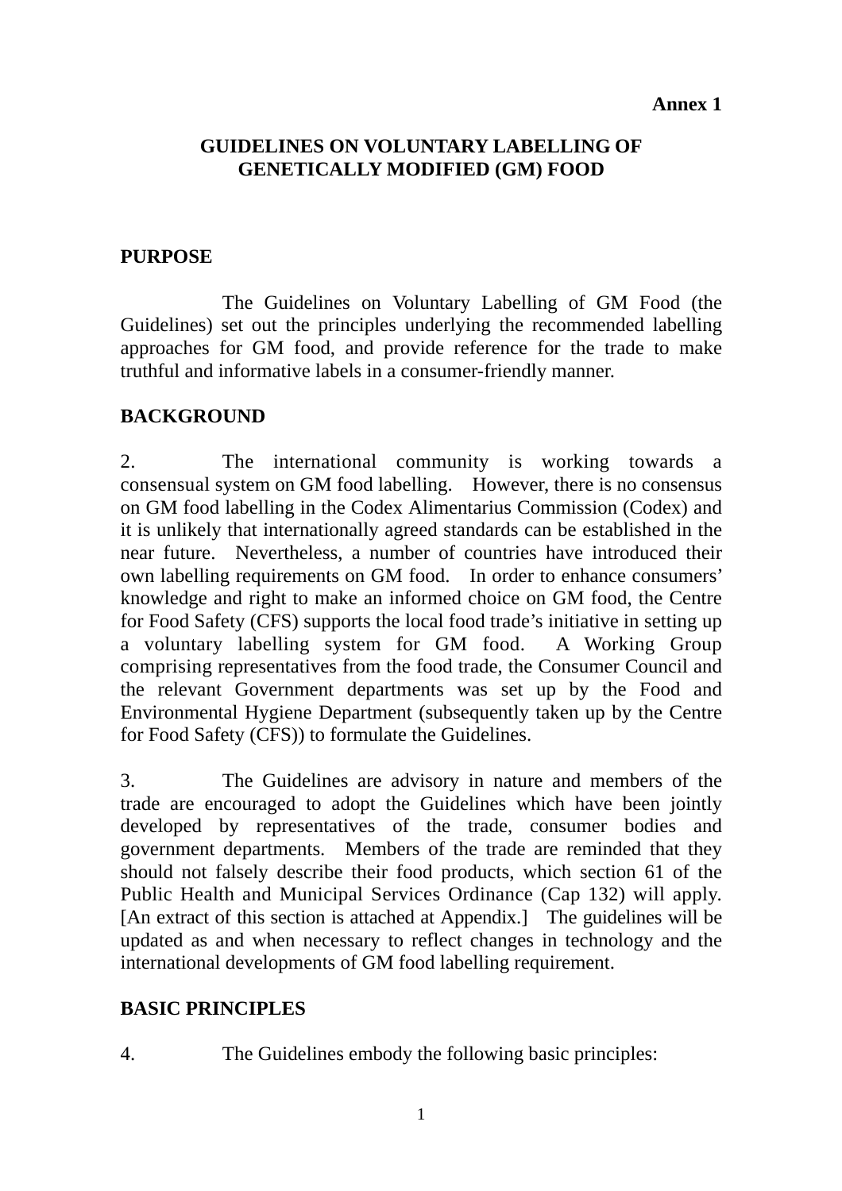**Annex 1**

# GUIDELINES ON VOLUNTARY LABELLING OF GENETICALLY MODIFIED (GM) FOOD

## PURPOSE

The Guidelines on Voluntary Labelling of GM Food (the Guidelines) set out the principles underlying the recommended labelling approaches for GM food, and provide reference for the trade to make truthful and informative labels in a consumer-friendly manner.

## BACKGROUND

2. The international community is working towards a consensual system on GM food labelling. However, there is no consensus on GM food labelling in the Codex Alimentarius Commission (Codex) and it is unlikely that internationally agreed standards can be established in the near future. Nevertheless, a number of countries have introduced their own labelling requirements on GM food. In order to enhance consumers' knowledge and right to make an informed choice on GM food, the Centre for Food Safety (CFS) supports the local food trade's initiative in setting up a voluntary labelling system for GM food. A Working Group comprising representatives from the food trade, the Consumer Council and the relevant Government departments was set up by the Food and Environmental Hygiene Department (subsequently taken up by the Centre for Food Safety (CFS)) to formulate the Guidelines.

3. The Guidelines are advisory in nature and members of the trade are encouraged to adopt the Guidelines which have been jointly developed by representatives of the trade, consumer bodies and government departments. Members of the trade are reminded that they should not falsely describe their food products, which section 61 of the Public Health and Municipal Services Ordinance (Cap 132) will apply. [An extract of this section is attached at Appendix.] The guidelines will be updated as and when necessary to reflect changes in technology and the international developments of GM food labelling requirement.

## BASIC PRINCIPLES

4. The Guidelines embody the following basic principles: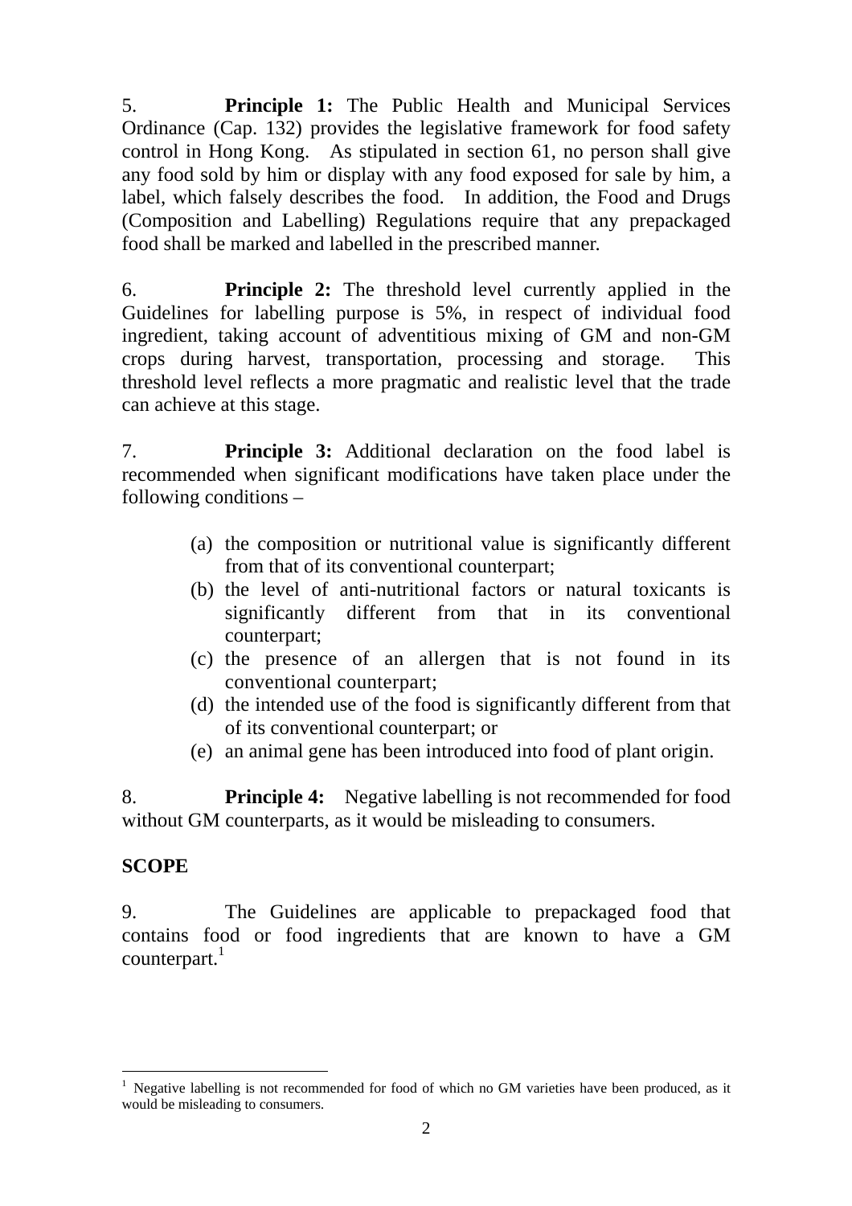5. **Principle 1:** The Public Health and Municipal Services Ordinance (Cap. 132) provides the legislative framework for food safety control in Hong Kong. As stipulated in section 61, no person shall give any food sold by him or display with any food exposed for sale by him, a label, which falsely describes the food. In addition, the Food and Drugs (Composition and Labelling) Regulations require that any prepackaged food shall be marked and labelled in the prescribed manner.

6. **Principle 2:** The threshold level currently applied in the Guidelines for labelling purpose is 5%, in respect of individual food ingredient, taking account of adventitious mixing of GM and non-GM crops during harvest, transportation, processing and storage. This threshold level reflects a more pragmatic and realistic level that the trade can achieve at this stage.

7. **Principle 3:** Additional declaration on the food label is recommended when significant modifications have taken place under the following conditions –

(a) the composition or nutritional value is significantly different from that of its conventional counterpart;
(b) the level of anti-nutritional factors or natural toxicants is significantly different from that in its conventional counterpart;
(c) the presence of an allergen that is not found in its conventional counterpart;
(d) the intended use of the food is significantly different from that of its conventional counterpart; or
(e) an animal gene has been introduced into food of plant origin.

8. **Principle 4:** Negative labelling is not recommended for food without GM counterparts, as it would be misleading to consumers.

**SCOPE**

9. The Guidelines are applicable to prepackaged food that contains food or food ingredients that are known to have a GM counterpart.[1]

[1] Negative labelling is not recommended for food of which no GM varieties have been produced, as it would be misleading to consumers.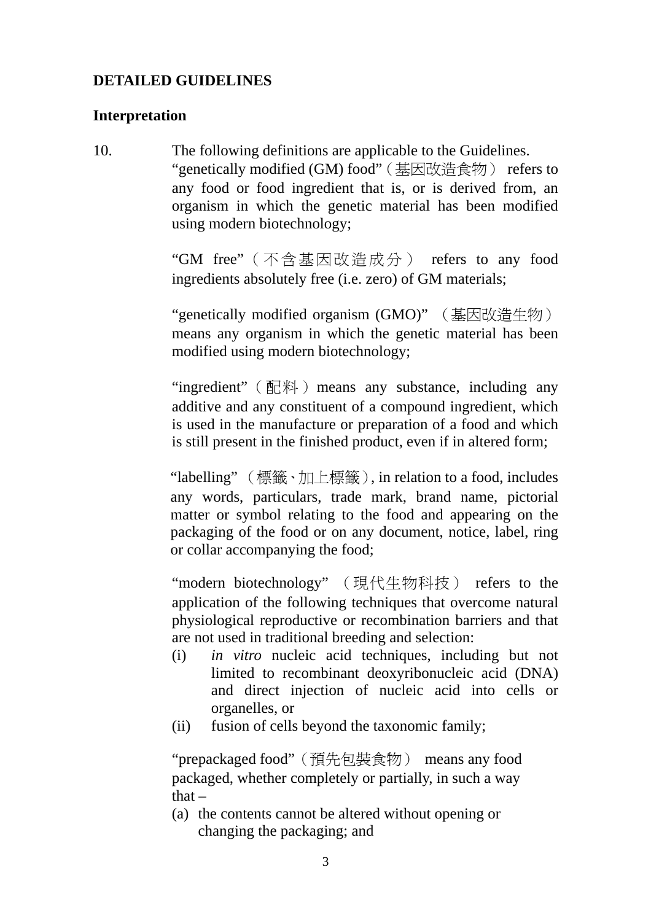## DETAILED GUIDELINES

### Interpretation

10. The following definitions are applicable to the Guidelines.

"genetically modified (GM) food"（基因改造食物） refers to any food or food ingredient that is, or is derived from, an organism in which the genetic material has been modified using modern biotechnology;

"GM free"（不含基因改造成分） refers to any food ingredients absolutely free (i.e. zero) of GM materials;

"genetically modified organism (GMO)" （基因改造生物） means any organism in which the genetic material has been modified using modern biotechnology;

"ingredient"（配料）means any substance, including any additive and any constituent of a compound ingredient, which is used in the manufacture or preparation of a food and which is still present in the finished product, even if in altered form;

"labelling" （標籤、加上標籤）, in relation to a food, includes any words, particulars, trade mark, brand name, pictorial matter or symbol relating to the food and appearing on the packaging of the food or on any document, notice, label, ring or collar accompanying the food;

"modern biotechnology" （現代生物科技） refers to the application of the following techniques that overcome natural physiological reproductive or recombination barriers and that are not used in traditional breeding and selection:

(i) *in vitro* nucleic acid techniques, including but not limited to recombinant deoxyribonucleic acid (DNA) and direct injection of nucleic acid into cells or organelles, or

(ii) fusion of cells beyond the taxonomic family;

"prepackaged food"（預先包裝食物） means any food packaged, whether completely or partially, in such a way that –

(a) the contents cannot be altered without opening or changing the packaging; and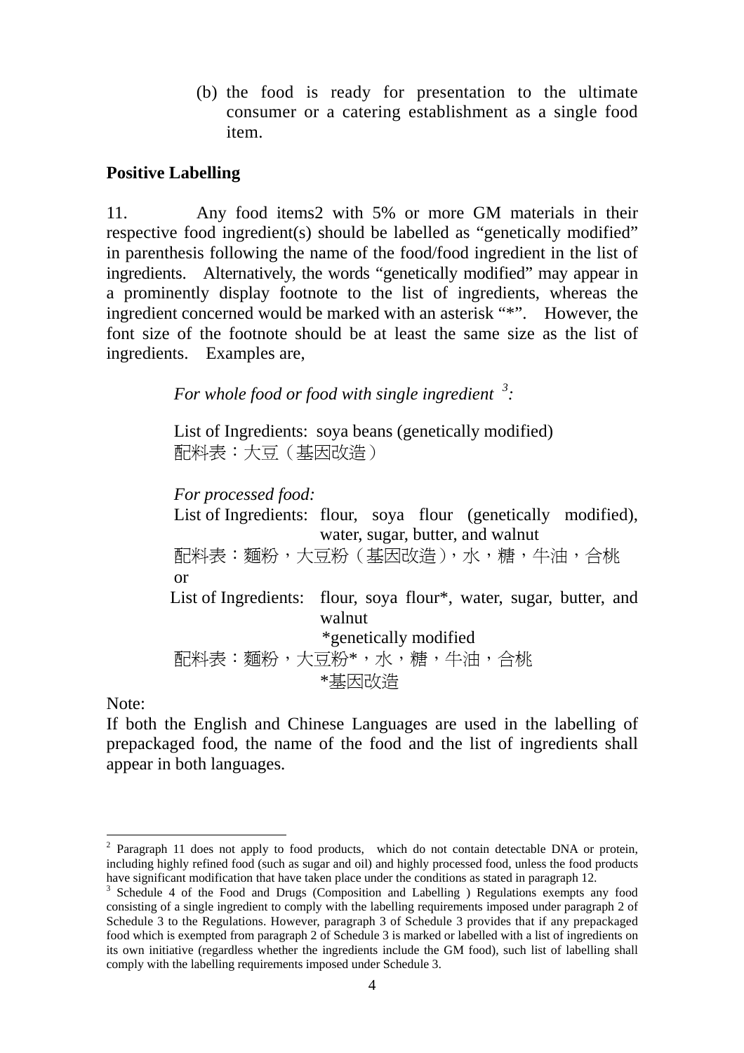(b) the food is ready for presentation to the ultimate consumer or a catering establishment as a single food item.

**Positive Labelling**

11. Any food items[2] with 5% or more GM materials in their respective food ingredient(s) should be labelled as "genetically modified" in parenthesis following the name of the food/food ingredient in the list of ingredients. Alternatively, the words "genetically modified" may appear in a prominently display footnote to the list of ingredients, whereas the ingredient concerned would be marked with an asterisk "*". However, the font size of the footnote should be at least the same size as the list of ingredients. Examples are,

*For whole food or food with single ingredient* [3]*:*

List of Ingredients: soya beans (genetically modified)
配料表：大豆（基因改造）

*For processed food:*
List of Ingredients: flour, soya flour (genetically modified), water, sugar, butter, and walnut
配料表：麵粉，大豆粉（基因改造），水，糖，牛油，合桃
or
List of Ingredients: flour, soya flour*, water, sugar, butter, and walnut
*genetically modified
配料表：麵粉，大豆粉*，水，糖，牛油，合桃
*基因改造

Note:
If both the English and Chinese Languages are used in the labelling of prepackaged food, the name of the food and the list of ingredients shall appear in both languages.

---

[2] Paragraph 11 does not apply to food products, which do not contain detectable DNA or protein, including highly refined food (such as sugar and oil) and highly processed food, unless the food products have significant modification that have taken place under the conditions as stated in paragraph 12.

[3] Schedule 4 of the Food and Drugs (Composition and Labelling ) Regulations exempts any food consisting of a single ingredient to comply with the labelling requirements imposed under paragraph 2 of Schedule 3 to the Regulations. However, paragraph 3 of Schedule 3 provides that if any prepackaged food which is exempted from paragraph 2 of Schedule 3 is marked or labelled with a list of ingredients on its own initiative (regardless whether the ingredients include the GM food), such list of labelling shall comply with the labelling requirements imposed under Schedule 3.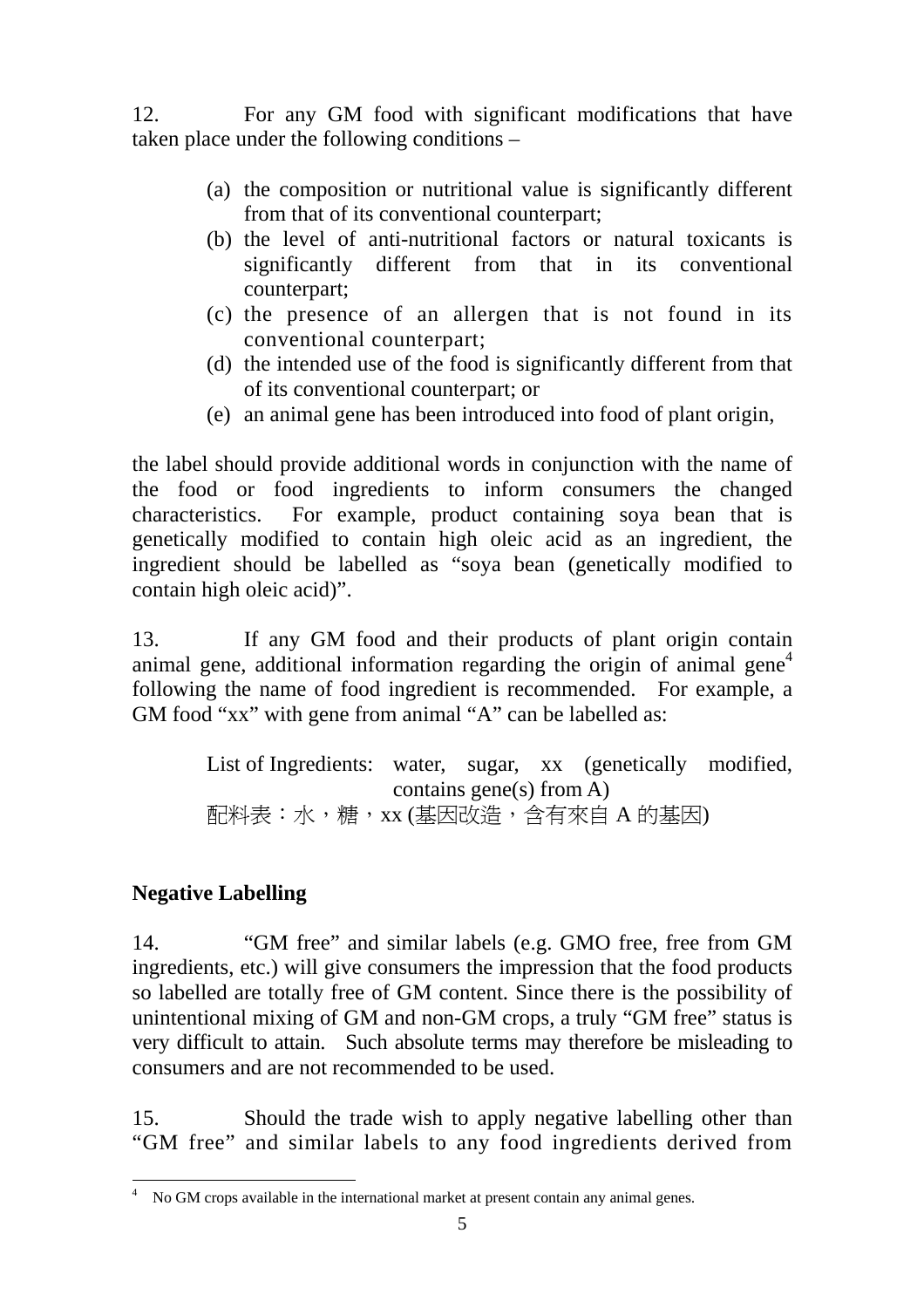12. For any GM food with significant modifications that have taken place under the following conditions –

(a) the composition or nutritional value is significantly different from that of its conventional counterpart;
(b) the level of anti-nutritional factors or natural toxicants is significantly different from that in its conventional counterpart;
(c) the presence of an allergen that is not found in its conventional counterpart;
(d) the intended use of the food is significantly different from that of its conventional counterpart; or
(e) an animal gene has been introduced into food of plant origin,

the label should provide additional words in conjunction with the name of the food or food ingredients to inform consumers the changed characteristics. For example, product containing soya bean that is genetically modified to contain high oleic acid as an ingredient, the ingredient should be labelled as "soya bean (genetically modified to contain high oleic acid)".

13. If any GM food and their products of plant origin contain animal gene, additional information regarding the origin of animal gene[4] following the name of food ingredient is recommended. For example, a GM food "xx" with gene from animal "A" can be labelled as:

List of Ingredients: water, sugar, xx (genetically modified, contains gene(s) from A)
配料表：水，糖，xx (基因改造，含有來自 A 的基因)

## Negative Labelling

14. "GM free" and similar labels (e.g. GMO free, free from GM ingredients, etc.) will give consumers the impression that the food products so labelled are totally free of GM content. Since there is the possibility of unintentional mixing of GM and non-GM crops, a truly "GM free" status is very difficult to attain. Such absolute terms may therefore be misleading to consumers and are not recommended to be used.

15. Should the trade wish to apply negative labelling other than "GM free" and similar labels to any food ingredients derived from

---

[4] No GM crops available in the international market at present contain any animal genes.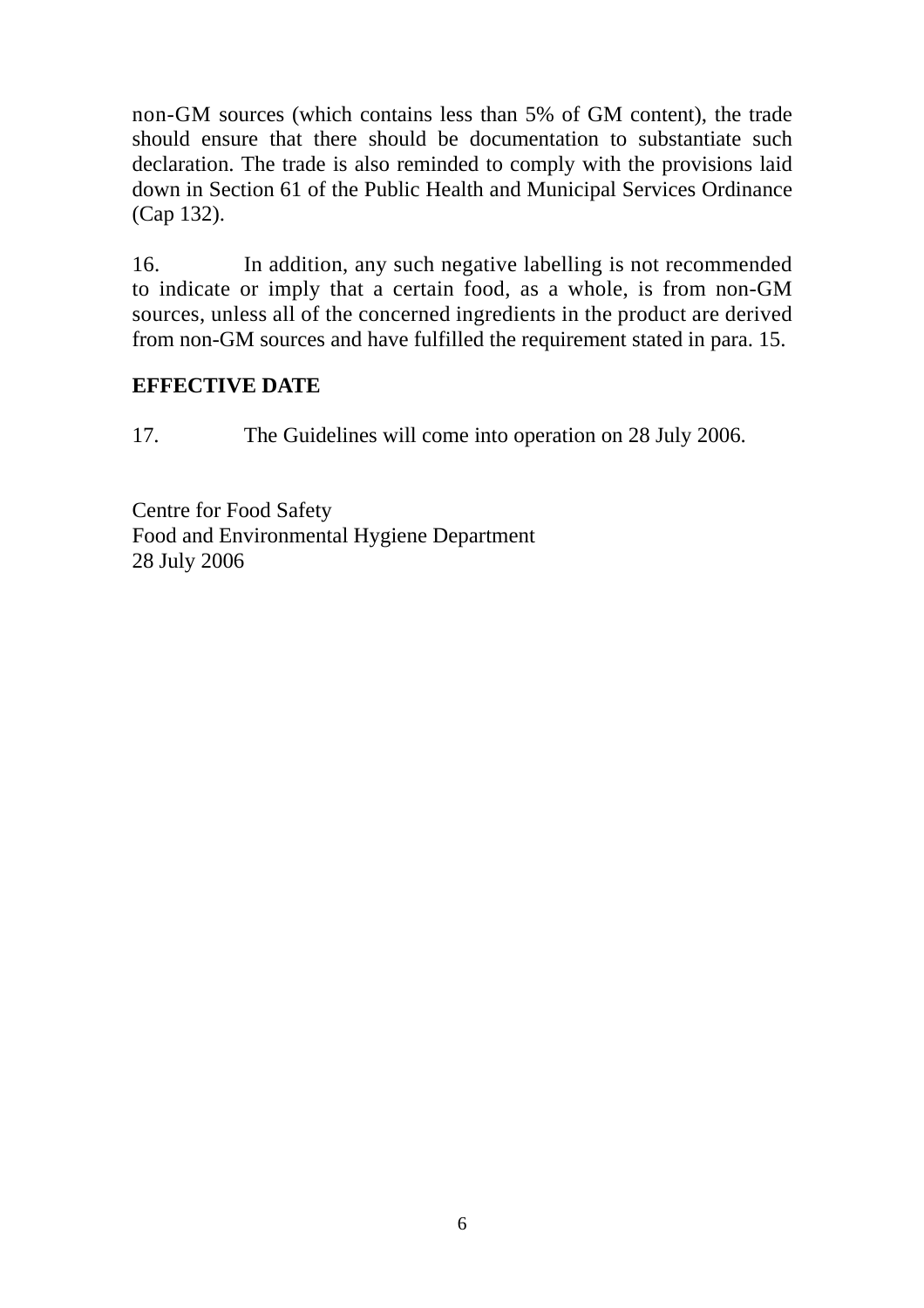non-GM sources (which contains less than 5% of GM content), the trade should ensure that there should be documentation to substantiate such declaration. The trade is also reminded to comply with the provisions laid down in Section 61 of the Public Health and Municipal Services Ordinance (Cap 132).

16. In addition, any such negative labelling is not recommended to indicate or imply that a certain food, as a whole, is from non-GM sources, unless all of the concerned ingredients in the product are derived from non-GM sources and have fulfilled the requirement stated in para. 15.

## EFFECTIVE DATE

17. The Guidelines will come into operation on 28 July 2006.

Centre for Food Safety
Food and Environmental Hygiene Department
28 July 2006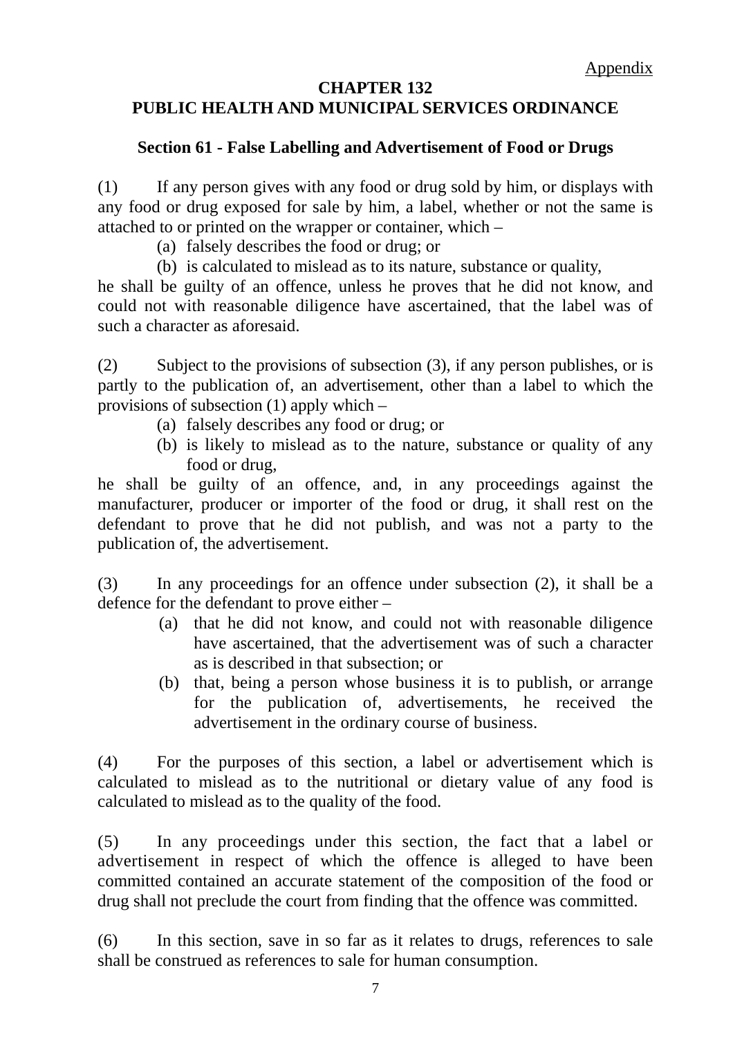Appendix

**CHAPTER 132**
**PUBLIC HEALTH AND MUNICIPAL SERVICES ORDINANCE**

**Section 61 - False Labelling and Advertisement of Food or Drugs**

(1) If any person gives with any food or drug sold by him, or displays with any food or drug exposed for sale by him, a label, whether or not the same is attached to or printed on the wrapper or container, which –

(a) falsely describes the food or drug; or
(b) is calculated to mislead as to its nature, substance or quality,

he shall be guilty of an offence, unless he proves that he did not know, and could not with reasonable diligence have ascertained, that the label was of such a character as aforesaid.

(2) Subject to the provisions of subsection (3), if any person publishes, or is partly to the publication of, an advertisement, other than a label to which the provisions of subsection (1) apply which –

(a) falsely describes any food or drug; or
(b) is likely to mislead as to the nature, substance or quality of any food or drug,

he shall be guilty of an offence, and, in any proceedings against the manufacturer, producer or importer of the food or drug, it shall rest on the defendant to prove that he did not publish, and was not a party to the publication of, the advertisement.

(3) In any proceedings for an offence under subsection (2), it shall be a defence for the defendant to prove either –

(a) that he did not know, and could not with reasonable diligence have ascertained, that the advertisement was of such a character as is described in that subsection; or
(b) that, being a person whose business it is to publish, or arrange for the publication of, advertisements, he received the advertisement in the ordinary course of business.

(4) For the purposes of this section, a label or advertisement which is calculated to mislead as to the nutritional or dietary value of any food is calculated to mislead as to the quality of the food.

(5) In any proceedings under this section, the fact that a label or advertisement in respect of which the offence is alleged to have been committed contained an accurate statement of the composition of the food or drug shall not preclude the court from finding that the offence was committed.

(6) In this section, save in so far as it relates to drugs, references to sale shall be construed as references to sale for human consumption.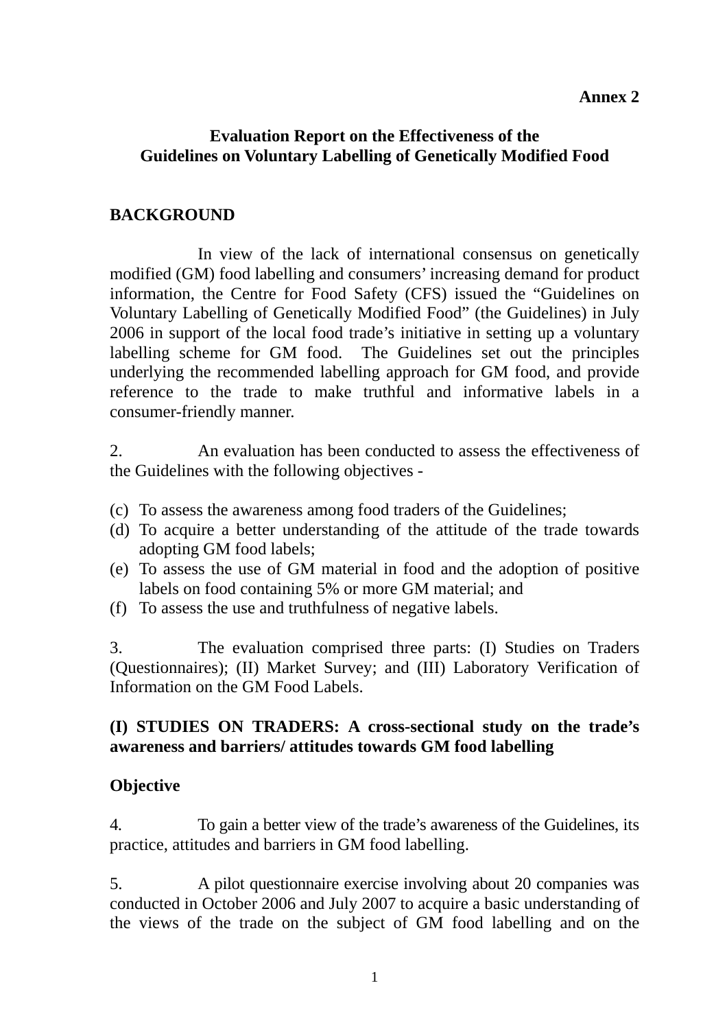**Annex 2**

# Evaluation Report on the Effectiveness of the Guidelines on Voluntary Labelling of Genetically Modified Food

## BACKGROUND

In view of the lack of international consensus on genetically modified (GM) food labelling and consumers' increasing demand for product information, the Centre for Food Safety (CFS) issued the "Guidelines on Voluntary Labelling of Genetically Modified Food" (the Guidelines) in July 2006 in support of the local food trade's initiative in setting up a voluntary labelling scheme for GM food. The Guidelines set out the principles underlying the recommended labelling approach for GM food, and provide reference to the trade to make truthful and informative labels in a consumer-friendly manner.

2. An evaluation has been conducted to assess the effectiveness of the Guidelines with the following objectives -

(c) To assess the awareness among food traders of the Guidelines;
(d) To acquire a better understanding of the attitude of the trade towards adopting GM food labels;
(e) To assess the use of GM material in food and the adoption of positive labels on food containing 5% or more GM material; and
(f) To assess the use and truthfulness of negative labels.

3. The evaluation comprised three parts: (I) Studies on Traders (Questionnaires); (II) Market Survey; and (III) Laboratory Verification of Information on the GM Food Labels.

## (I) STUDIES ON TRADERS: A cross-sectional study on the trade's awareness and barriers/ attitudes towards GM food labelling

### Objective

4. To gain a better view of the trade's awareness of the Guidelines, its practice, attitudes and barriers in GM food labelling.

5. A pilot questionnaire exercise involving about 20 companies was conducted in October 2006 and July 2007 to acquire a basic understanding of the views of the trade on the subject of GM food labelling and on the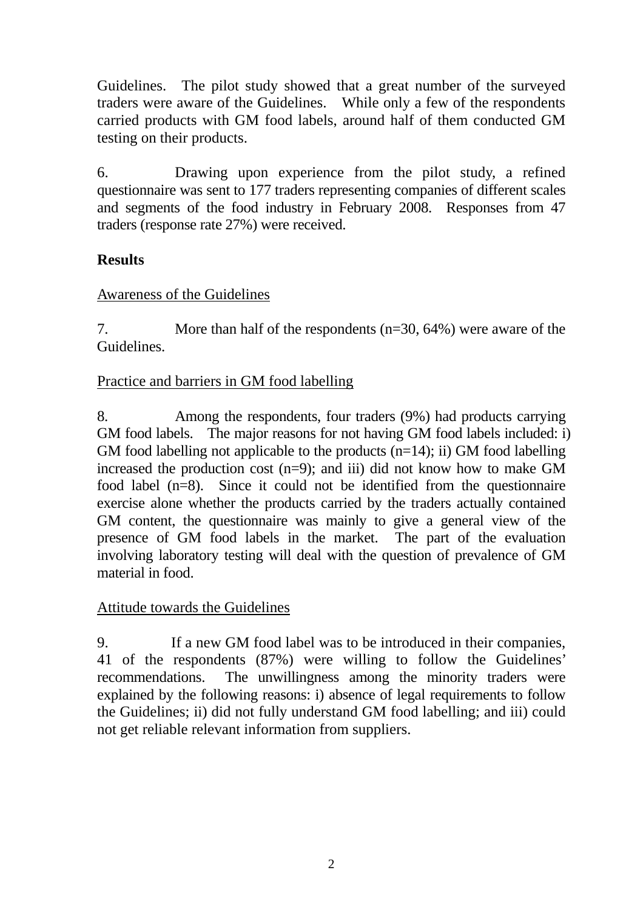Guidelines. The pilot study showed that a great number of the surveyed traders were aware of the Guidelines. While only a few of the respondents carried products with GM food labels, around half of them conducted GM testing on their products.

6. Drawing upon experience from the pilot study, a refined questionnaire was sent to 177 traders representing companies of different scales and segments of the food industry in February 2008. Responses from 47 traders (response rate 27%) were received.

**Results**

Awareness of the Guidelines

7. More than half of the respondents (n=30, 64%) were aware of the Guidelines.

Practice and barriers in GM food labelling

8. Among the respondents, four traders (9%) had products carrying GM food labels. The major reasons for not having GM food labels included: i) GM food labelling not applicable to the products (n=14); ii) GM food labelling increased the production cost (n=9); and iii) did not know how to make GM food label (n=8). Since it could not be identified from the questionnaire exercise alone whether the products carried by the traders actually contained GM content, the questionnaire was mainly to give a general view of the presence of GM food labels in the market. The part of the evaluation involving laboratory testing will deal with the question of prevalence of GM material in food.

Attitude towards the Guidelines

9. If a new GM food label was to be introduced in their companies, 41 of the respondents (87%) were willing to follow the Guidelines' recommendations. The unwillingness among the minority traders were explained by the following reasons: i) absence of legal requirements to follow the Guidelines; ii) did not fully understand GM food labelling; and iii) could not get reliable relevant information from suppliers.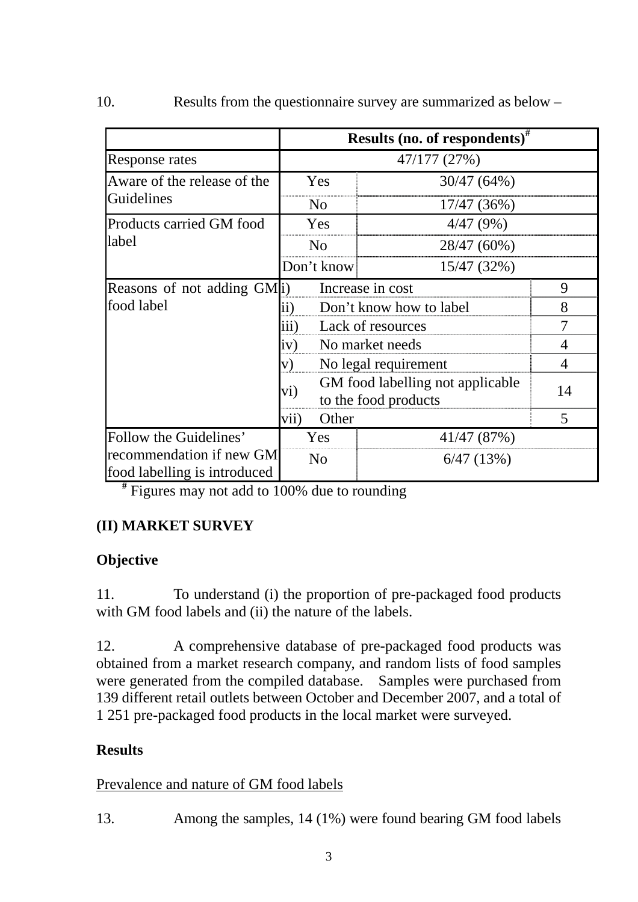10. Results from the questionnaire survey are summarized as below –

| | Results (no. of respondents)[#] | | |
|---|---|---|---|
| Response rates | 47/177 (27%) | | |
| Aware of the release of the Guidelines | Yes | 30/47 (64%) | |
| | No | 17/47 (36%) | |
| Products carried GM food label | Yes | 4/47 (9%) | |
| | No | 28/47 (60%) | |
| | Don't know | 15/47 (32%) | |
| Reasons of not adding GM food label | i) | Increase in cost | 9 |
| | ii) | Don't know how to label | 8 |
| | iii) | Lack of resources | 7 |
| | iv) | No market needs | 4 |
| | v) | No legal requirement | 4 |
| | vi) | GM food labelling not applicable to the food products | 14 |
| | vii) | Other | 5 |
| Follow the Guidelines' recommendation if new GM food labelling is introduced | Yes | 41/47 (87%) | |
| | No | 6/47 (13%) | |

[#] Figures may not add to 100% due to rounding

**(II) MARKET SURVEY**

**Objective**

11. To understand (i) the proportion of pre-packaged food products with GM food labels and (ii) the nature of the labels.

12. A comprehensive database of pre-packaged food products was obtained from a market research company, and random lists of food samples were generated from the compiled database. Samples were purchased from 139 different retail outlets between October and December 2007, and a total of 1 251 pre-packaged food products in the local market were surveyed.

**Results**

Prevalence and nature of GM food labels

13. Among the samples, 14 (1%) were found bearing GM food labels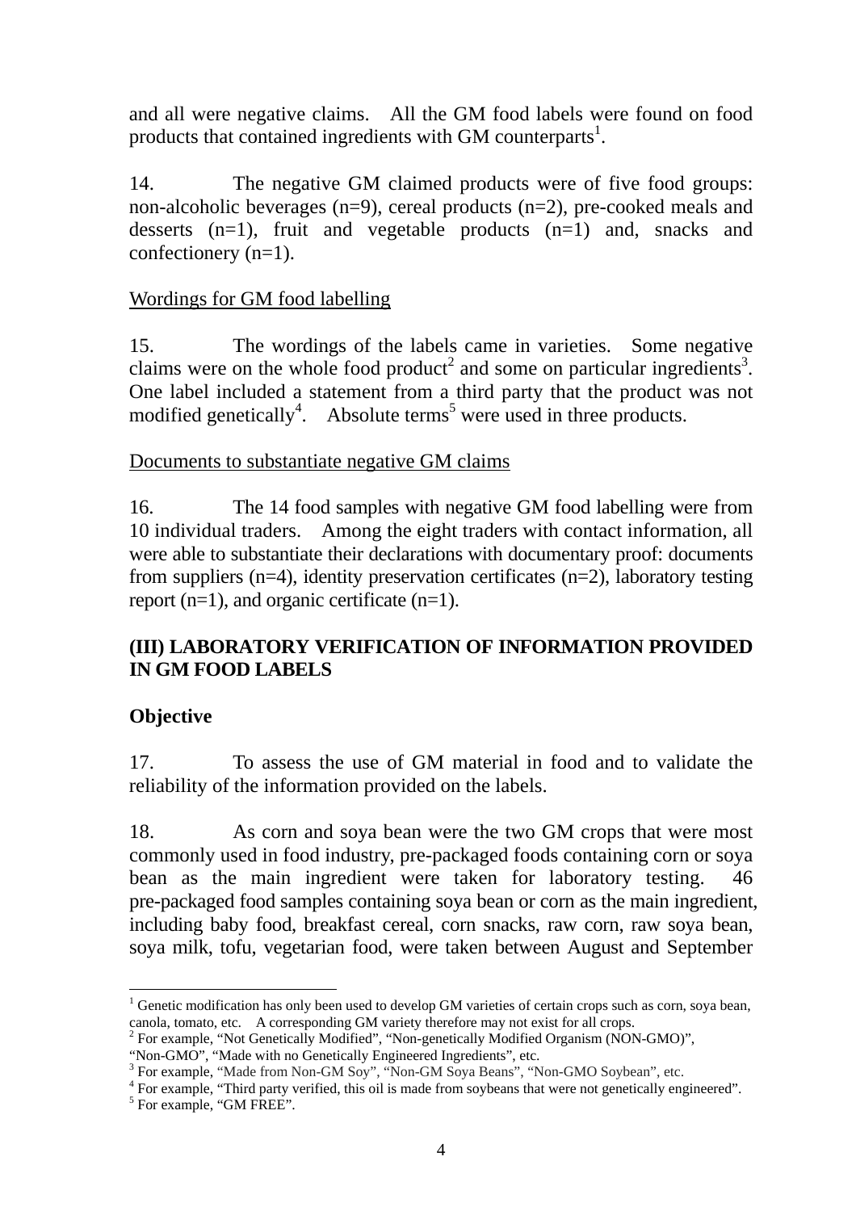and all were negative claims. All the GM food labels were found on food products that contained ingredients with GM counterparts[1].

14. The negative GM claimed products were of five food groups: non-alcoholic beverages (n=9), cereal products (n=2), pre-cooked meals and desserts (n=1), fruit and vegetable products (n=1) and, snacks and confectionery (n=1).

<u>Wordings for GM food labelling</u>

15. The wordings of the labels came in varieties. Some negative claims were on the whole food product[2] and some on particular ingredients[3]. One label included a statement from a third party that the product was not modified genetically[4]. Absolute terms[5] were used in three products.

<u>Documents to substantiate negative GM claims</u>

16. The 14 food samples with negative GM food labelling were from 10 individual traders. Among the eight traders with contact information, all were able to substantiate their declarations with documentary proof: documents from suppliers (n=4), identity preservation certificates (n=2), laboratory testing report (n=1), and organic certificate (n=1).

**(III) LABORATORY VERIFICATION OF INFORMATION PROVIDED IN GM FOOD LABELS**

**Objective**

17. To assess the use of GM material in food and to validate the reliability of the information provided on the labels.

18. As corn and soya bean were the two GM crops that were most commonly used in food industry, pre-packaged foods containing corn or soya bean as the main ingredient were taken for laboratory testing. 46 pre-packaged food samples containing soya bean or corn as the main ingredient, including baby food, breakfast cereal, corn snacks, raw corn, raw soya bean, soya milk, tofu, vegetarian food, were taken between August and September

---

[1] Genetic modification has only been used to develop GM varieties of certain crops such as corn, soya bean, canola, tomato, etc. A corresponding GM variety therefore may not exist for all crops.

[2] For example, "Not Genetically Modified", "Non-genetically Modified Organism (NON-GMO)", "Non-GMO", "Made with no Genetically Engineered Ingredients", etc.

[3] For example, "Made from Non-GM Soy", "Non-GM Soya Beans", "Non-GMO Soybean", etc.

[4] For example, "Third party verified, this oil is made from soybeans that were not genetically engineered".

[5] For example, "GM FREE".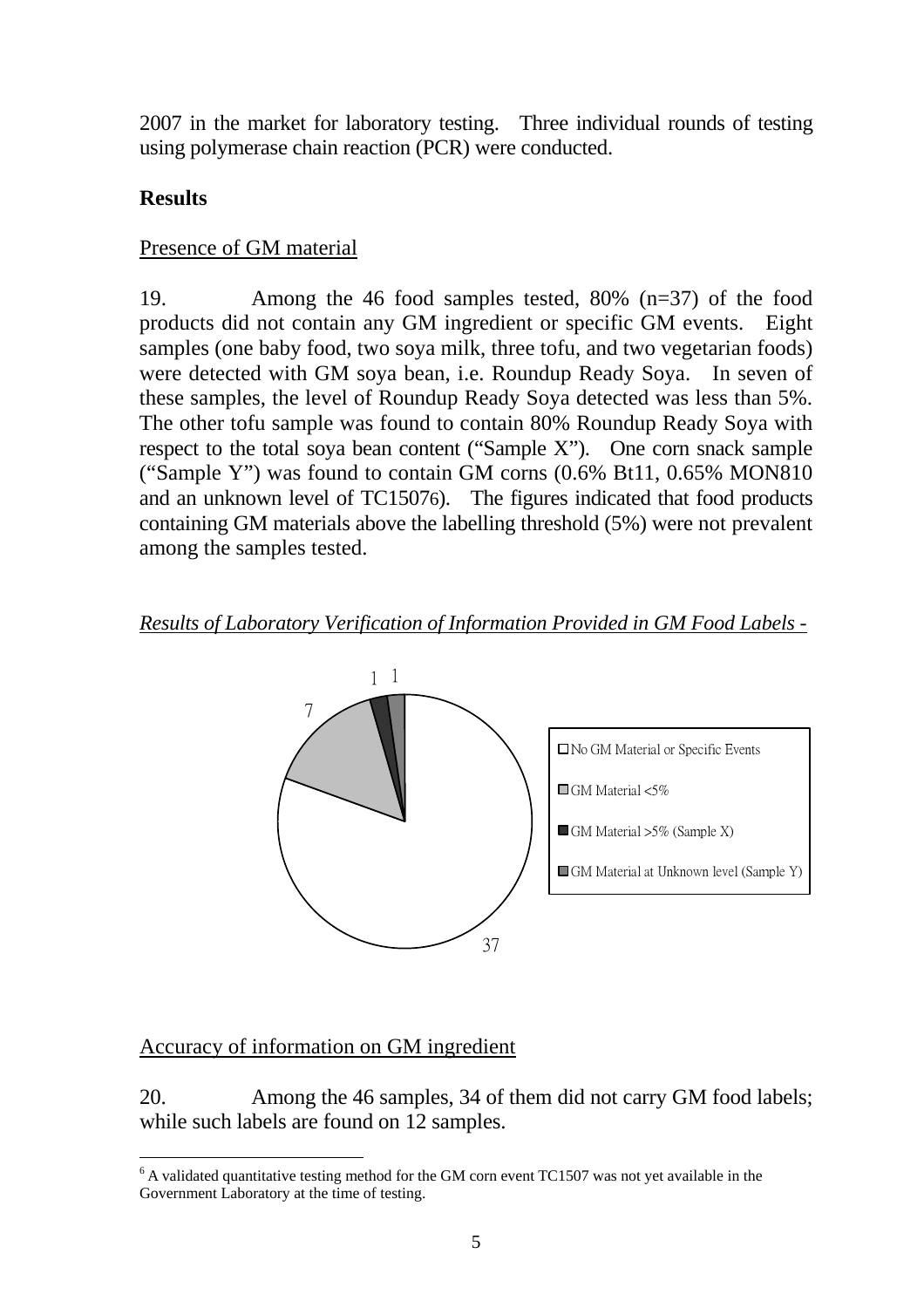2007 in the market for laboratory testing. Three individual rounds of testing using polymerase chain reaction (PCR) were conducted.

**Results**

Presence of GM material

19. Among the 46 food samples tested, 80% (n=37) of the food products did not contain any GM ingredient or specific GM events. Eight samples (one baby food, two soya milk, three tofu, and two vegetarian foods) were detected with GM soya bean, i.e. Roundup Ready Soya. In seven of these samples, the level of Roundup Ready Soya detected was less than 5%. The other tofu sample was found to contain 80% Roundup Ready Soya with respect to the total soya bean content ("Sample X"). One corn snack sample ("Sample Y") was found to contain GM corns (0.6% Bt11, 0.65% MON810 and an unknown level of TC1507[6]). The figures indicated that food products containing GM materials above the labelling threshold (5%) were not prevalent among the samples tested.

*Results of Laboratory Verification of Information Provided in GM Food Labels -*

| Category | Number of samples |
|---|---|
| No GM Material or Specific Events | 37 |
| GM Material <5% | 7 |
| GM Material >5% (Sample X) | 1 |
| GM Material at Unknown level (Sample Y) | 1 |

Accuracy of information on GM ingredient

20. Among the 46 samples, 34 of them did not carry GM food labels; while such labels are found on 12 samples.

[6] A validated quantitative testing method for the GM corn event TC1507 was not yet available in the Government Laboratory at the time of testing.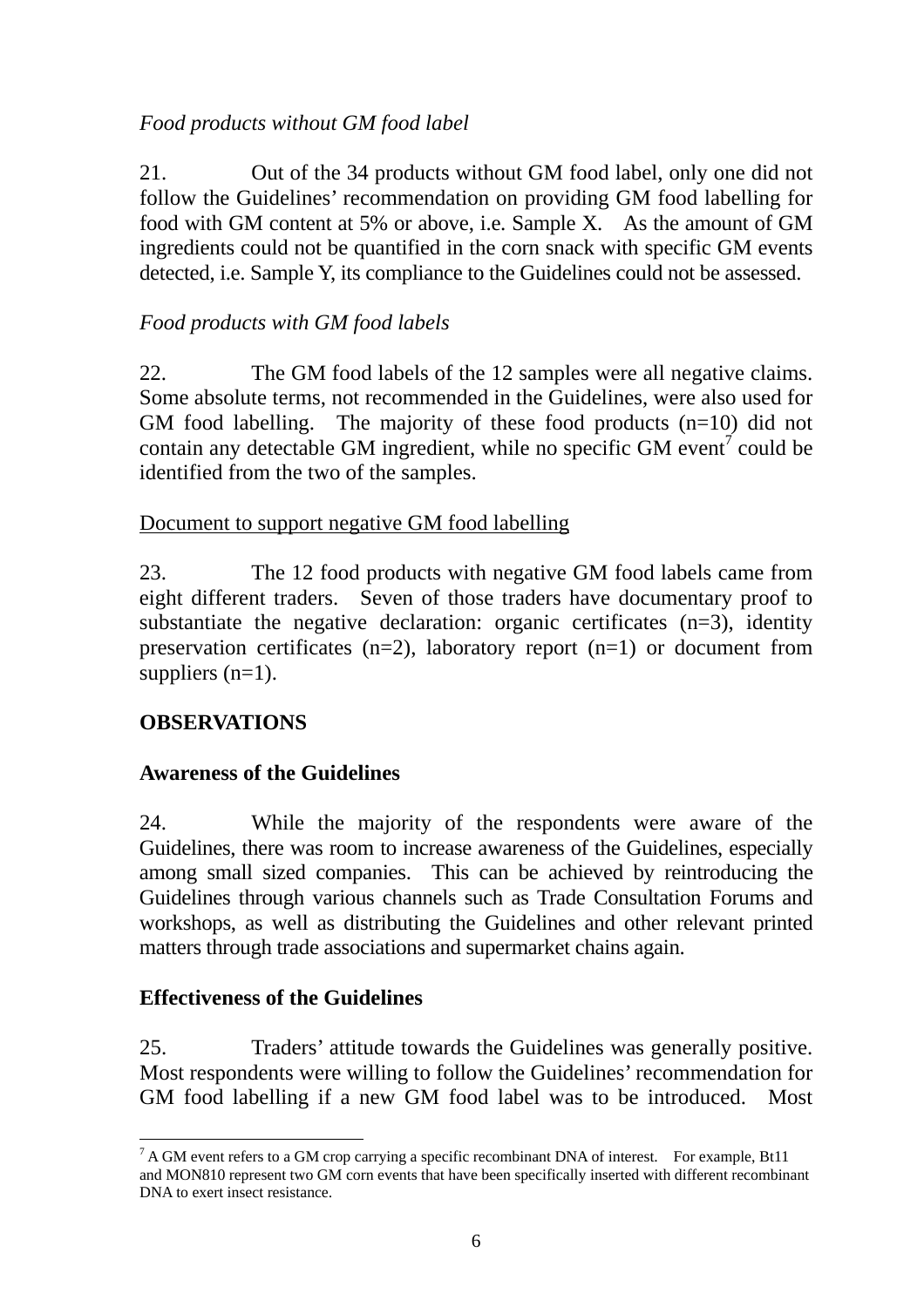*Food products without GM food label*

21. Out of the 34 products without GM food label, only one did not follow the Guidelines' recommendation on providing GM food labelling for food with GM content at 5% or above, i.e. Sample X. As the amount of GM ingredients could not be quantified in the corn snack with specific GM events detected, i.e. Sample Y, its compliance to the Guidelines could not be assessed.

*Food products with GM food labels*

22. The GM food labels of the 12 samples were all negative claims. Some absolute terms, not recommended in the Guidelines, were also used for GM food labelling. The majority of these food products (n=10) did not contain any detectable GM ingredient, while no specific GM event[7] could be identified from the two of the samples.

<u>Document to support negative GM food labelling</u>

23. The 12 food products with negative GM food labels came from eight different traders. Seven of those traders have documentary proof to substantiate the negative declaration: organic certificates (n=3), identity preservation certificates (n=2), laboratory report (n=1) or document from suppliers (n=1).

**OBSERVATIONS**

**Awareness of the Guidelines**

24. While the majority of the respondents were aware of the Guidelines, there was room to increase awareness of the Guidelines, especially among small sized companies. This can be achieved by reintroducing the Guidelines through various channels such as Trade Consultation Forums and workshops, as well as distributing the Guidelines and other relevant printed matters through trade associations and supermarket chains again.

**Effectiveness of the Guidelines**

25. Traders' attitude towards the Guidelines was generally positive. Most respondents were willing to follow the Guidelines' recommendation for GM food labelling if a new GM food label was to be introduced. Most

---

[7] A GM event refers to a GM crop carrying a specific recombinant DNA of interest. For example, Bt11 and MON810 represent two GM corn events that have been specifically inserted with different recombinant DNA to exert insect resistance.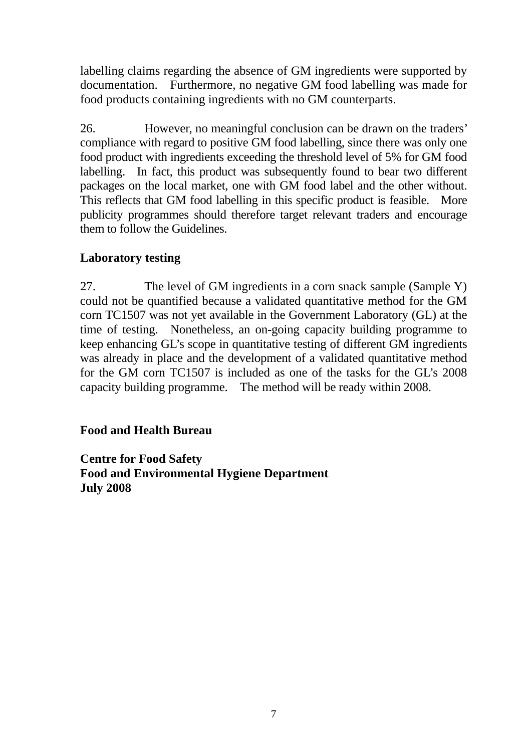labelling claims regarding the absence of GM ingredients were supported by documentation. Furthermore, no negative GM food labelling was made for food products containing ingredients with no GM counterparts.

26. However, no meaningful conclusion can be drawn on the traders' compliance with regard to positive GM food labelling, since there was only one food product with ingredients exceeding the threshold level of 5% for GM food labelling. In fact, this product was subsequently found to bear two different packages on the local market, one with GM food label and the other without. This reflects that GM food labelling in this specific product is feasible. More publicity programmes should therefore target relevant traders and encourage them to follow the Guidelines.

**Laboratory testing**

27. The level of GM ingredients in a corn snack sample (Sample Y) could not be quantified because a validated quantitative method for the GM corn TC1507 was not yet available in the Government Laboratory (GL) at the time of testing. Nonetheless, an on-going capacity building programme to keep enhancing GL's scope in quantitative testing of different GM ingredients was already in place and the development of a validated quantitative method for the GM corn TC1507 is included as one of the tasks for the GL's 2008 capacity building programme. The method will be ready within 2008.

**Food and Health Bureau**

**Centre for Food Safety**
**Food and Environmental Hygiene Department**
**July 2008**